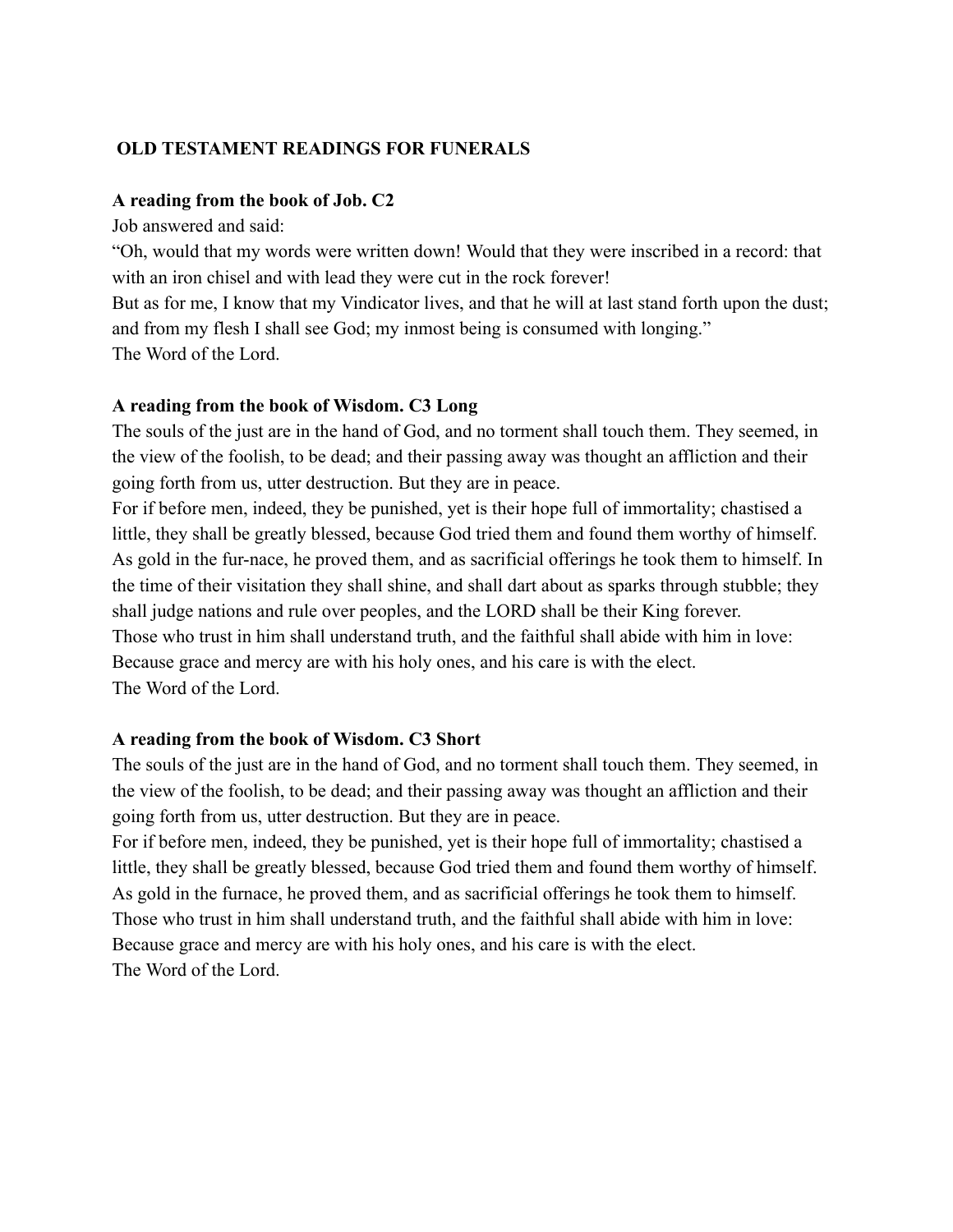## OLD TESTAMENT READINGS FOR FUNERALS

**A reading from the book of Job. C2**

Job answered and said:

"Oh, would that my words were written down! Would that they were inscribed in a record: that with an iron chisel and with lead they were cut in the rock forever!

But as for me, I know that my Vindicator lives, and that he will at last stand forth upon the dust; and from my flesh I shall see God; my inmost being is consumed with longing."

The Word of the Lord.

**A reading from the book of Wisdom. C3 Long**

The souls of the just are in the hand of God, and no torment shall touch them. They seemed, in the view of the foolish, to be dead; and their passing away was thought an affliction and their going forth from us, utter destruction. But they are in peace.

For if before men, indeed, they be punished, yet is their hope full of immortality; chastised a little, they shall be greatly blessed, because God tried them and found them worthy of himself. As gold in the fur-nace, he proved them, and as sacrificial offerings he took them to himself. In the time of their visitation they shall shine, and shall dart about as sparks through stubble; they shall judge nations and rule over peoples, and the LORD shall be their King forever.

Those who trust in him shall understand truth, and the faithful shall abide with him in love: Because grace and mercy are with his holy ones, and his care is with the elect.

The Word of the Lord.

**A reading from the book of Wisdom. C3 Short**

The souls of the just are in the hand of God, and no torment shall touch them. They seemed, in the view of the foolish, to be dead; and their passing away was thought an affliction and their going forth from us, utter destruction. But they are in peace.

For if before men, indeed, they be punished, yet is their hope full of immortality; chastised a little, they shall be greatly blessed, because God tried them and found them worthy of himself. As gold in the furnace, he proved them, and as sacrificial offerings he took them to himself.

Those who trust in him shall understand truth, and the faithful shall abide with him in love: Because grace and mercy are with his holy ones, and his care is with the elect.

The Word of the Lord.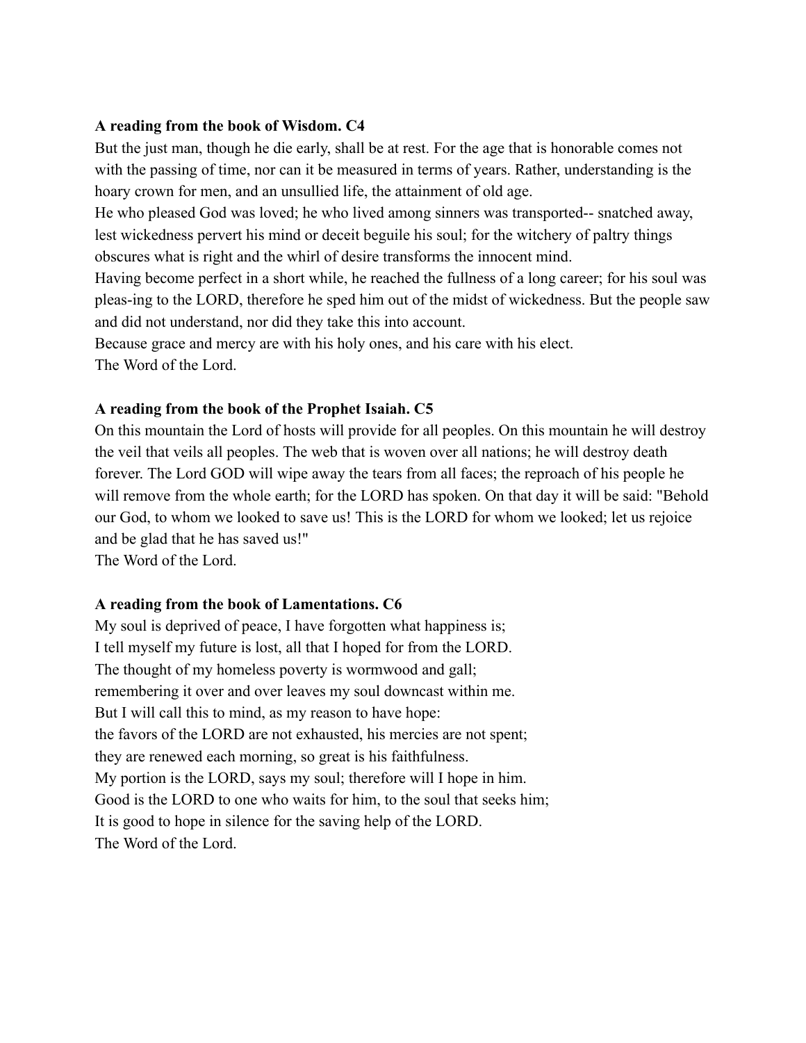**A reading from the book of Wisdom. C4**

But the just man, though he die early, shall be at rest. For the age that is honorable comes not with the passing of time, nor can it be measured in terms of years. Rather, understanding is the hoary crown for men, and an unsullied life, the attainment of old age.

He who pleased God was loved; he who lived among sinners was transported-- snatched away, lest wickedness pervert his mind or deceit beguile his soul; for the witchery of paltry things obscures what is right and the whirl of desire transforms the innocent mind.

Having become perfect in a short while, he reached the fullness of a long career; for his soul was pleas-ing to the LORD, therefore he sped him out of the midst of wickedness. But the people saw and did not understand, nor did they take this into account.

Because grace and mercy are with his holy ones, and his care with his elect.

The Word of the Lord.

**A reading from the book of the Prophet Isaiah. C5**

On this mountain the Lord of hosts will provide for all peoples. On this mountain he will destroy the veil that veils all peoples. The web that is woven over all nations; he will destroy death forever. The Lord GOD will wipe away the tears from all faces; the reproach of his people he will remove from the whole earth; for the LORD has spoken. On that day it will be said: "Behold our God, to whom we looked to save us! This is the LORD for whom we looked; let us rejoice and be glad that he has saved us!"

The Word of the Lord.

**A reading from the book of Lamentations. C6**

My soul is deprived of peace, I have forgotten what happiness is;  
I tell myself my future is lost, all that I hoped for from the LORD.  
The thought of my homeless poverty is wormwood and gall;  
remembering it over and over leaves my soul downcast within me.  
But I will call this to mind, as my reason to have hope:  
the favors of the LORD are not exhausted, his mercies are not spent;  
they are renewed each morning, so great is his faithfulness.  
My portion is the LORD, says my soul; therefore will I hope in him.  
Good is the LORD to one who waits for him, to the soul that seeks him;  
It is good to hope in silence for the saving help of the LORD.  
The Word of the Lord.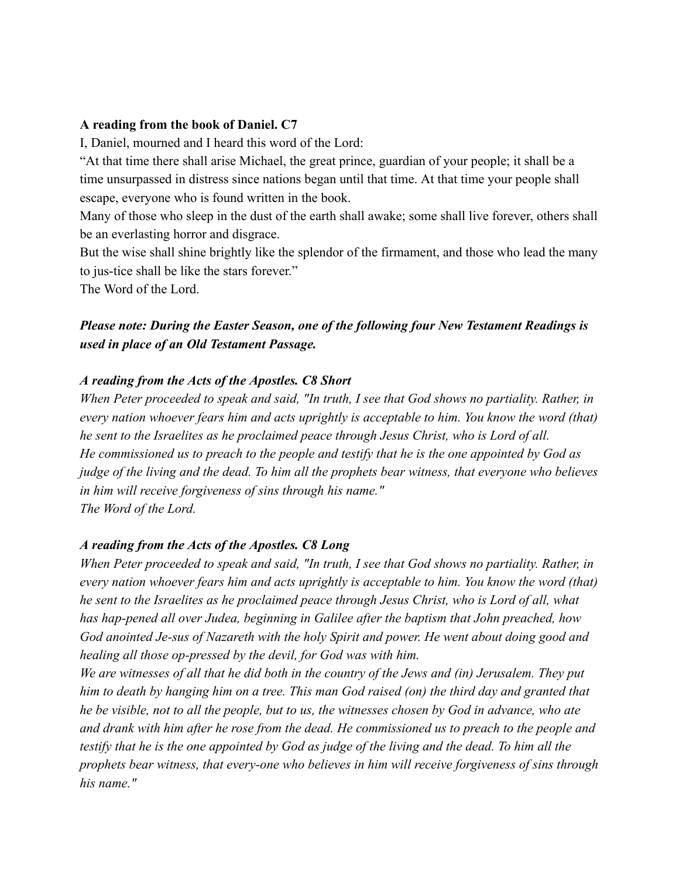**A reading from the book of Daniel. C7**

I, Daniel, mourned and I heard this word of the Lord:

"At that time there shall arise Michael, the great prince, guardian of your people; it shall be a time unsurpassed in distress since nations began until that time. At that time your people shall escape, everyone who is found written in the book.

Many of those who sleep in the dust of the earth shall awake; some shall live forever, others shall be an everlasting horror and disgrace.

But the wise shall shine brightly like the splendor of the firmament, and those who lead the many to jus-tice shall be like the stars forever."

The Word of the Lord.

***Please note: During the Easter Season, one of the following four New Testament Readings is used in place of an Old Testament Passage.***

***A reading from the Acts of the Apostles. C8 Short***

*When Peter proceeded to speak and said, "In truth, I see that God shows no partiality. Rather, in every nation whoever fears him and acts uprightly is acceptable to him. You know the word (that) he sent to the Israelites as he proclaimed peace through Jesus Christ, who is Lord of all.*

*He commissioned us to preach to the people and testify that he is the one appointed by God as judge of the living and the dead. To him all the prophets bear witness, that everyone who believes in him will receive forgiveness of sins through his name."*

*The Word of the Lord.*

***A reading from the Acts of the Apostles. C8 Long***

*When Peter proceeded to speak and said, "In truth, I see that God shows no partiality. Rather, in every nation whoever fears him and acts uprightly is acceptable to him. You know the word (that) he sent to the Israelites as he proclaimed peace through Jesus Christ, who is Lord of all, what has hap-pened all over Judea, beginning in Galilee after the baptism that John preached, how God anointed Je-sus of Nazareth with the holy Spirit and power. He went about doing good and healing all those op-pressed by the devil, for God was with him.*

*We are witnesses of all that he did both in the country of the Jews and (in) Jerusalem. They put him to death by hanging him on a tree. This man God raised (on) the third day and granted that he be visible, not to all the people, but to us, the witnesses chosen by God in advance, who ate and drank with him after he rose from the dead. He commissioned us to preach to the people and testify that he is the one appointed by God as judge of the living and the dead. To him all the prophets bear witness, that every-one who believes in him will receive forgiveness of sins through his name."*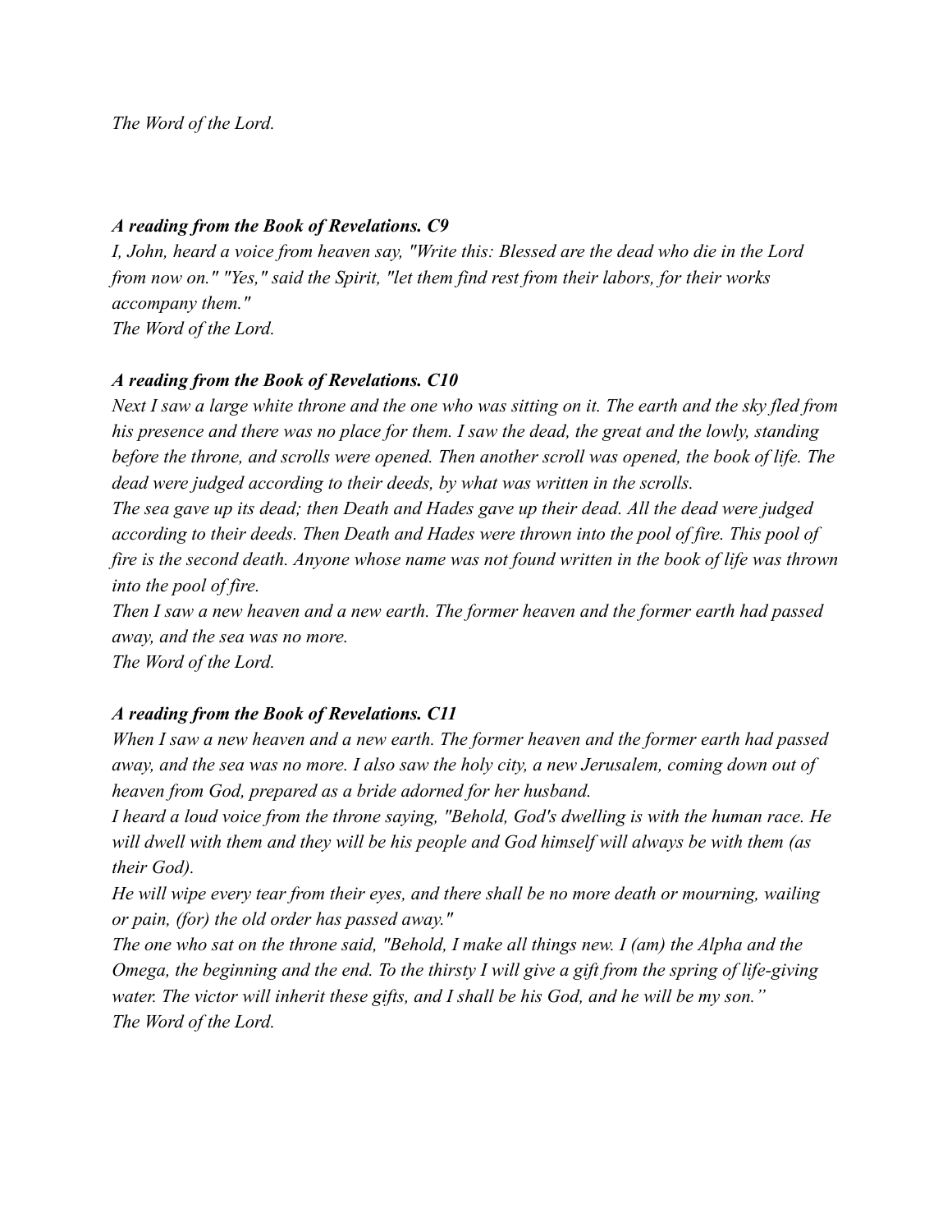*The Word of the Lord.*

***A reading from the Book of Revelations. C9***

*I, John, heard a voice from heaven say, "Write this: Blessed are the dead who die in the Lord from now on." "Yes," said the Spirit, "let them find rest from their labors, for their works accompany them."*

*The Word of the Lord.*

***A reading from the Book of Revelations. C10***

*Next I saw a large white throne and the one who was sitting on it. The earth and the sky fled from his presence and there was no place for them. I saw the dead, the great and the lowly, standing before the throne, and scrolls were opened. Then another scroll was opened, the book of life. The dead were judged according to their deeds, by what was written in the scrolls.*

*The sea gave up its dead; then Death and Hades gave up their dead. All the dead were judged according to their deeds. Then Death and Hades were thrown into the pool of fire. This pool of fire is the second death. Anyone whose name was not found written in the book of life was thrown into the pool of fire.*

*Then I saw a new heaven and a new earth. The former heaven and the former earth had passed away, and the sea was no more.*

*The Word of the Lord.*

***A reading from the Book of Revelations. C11***

*When I saw a new heaven and a new earth. The former heaven and the former earth had passed away, and the sea was no more. I also saw the holy city, a new Jerusalem, coming down out of heaven from God, prepared as a bride adorned for her husband.*

*I heard a loud voice from the throne saying, "Behold, God's dwelling is with the human race. He will dwell with them and they will be his people and God himself will always be with them (as their God).*

*He will wipe every tear from their eyes, and there shall be no more death or mourning, wailing or pain, (for) the old order has passed away."*

*The one who sat on the throne said, "Behold, I make all things new. I (am) the Alpha and the Omega, the beginning and the end. To the thirsty I will give a gift from the spring of life-giving water. The victor will inherit these gifts, and I shall be his God, and he will be my son."*

*The Word of the Lord.*